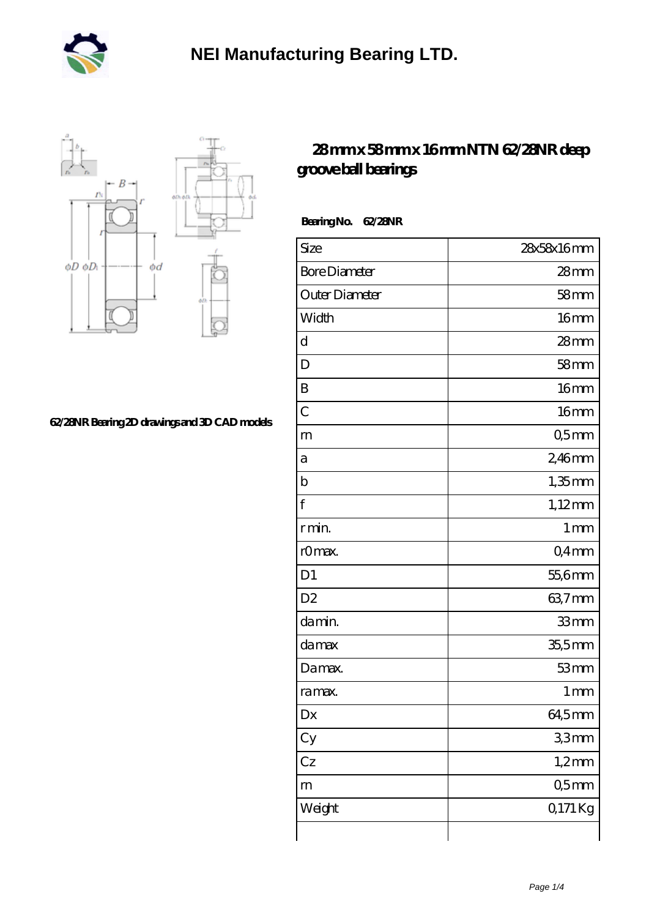# NEI Manufacturing Bearing LTD.

62/28NR Bearing 2D drawings and 3D CAD models

## 28 mm x 58 mm x 16 mm NTN 62/28NR deep groove ball bearings

**Bearing No. 62/28NR**

| | |
|---|---|
| Size | 28x58x16 mm |
| Bore Diameter | 28 mm |
| Outer Diameter | 58 mm |
| Width | 16 mm |
| d | 28 mm |
| D | 58 mm |
| B | 16 mm |
| C | 16 mm |
| rn | 0,5 mm |
| a | 2,46 mm |
| b | 1,35 mm |
| f | 1,12 mm |
| r min. | 1 mm |
| r0 max. | 0,4 mm |
| D1 | 55,6 mm |
| D2 | 63,7 mm |
| da min. | 33 mm |
| da max | 35,5 mm |
| Da max. | 53 mm |
| ra max. | 1 mm |
| Dx | 64,5 mm |
| Cy | 3,3 mm |
| Cz | 1,2 mm |
| rn | 0,5 mm |
| Weight | 0,171 Kg |
| | |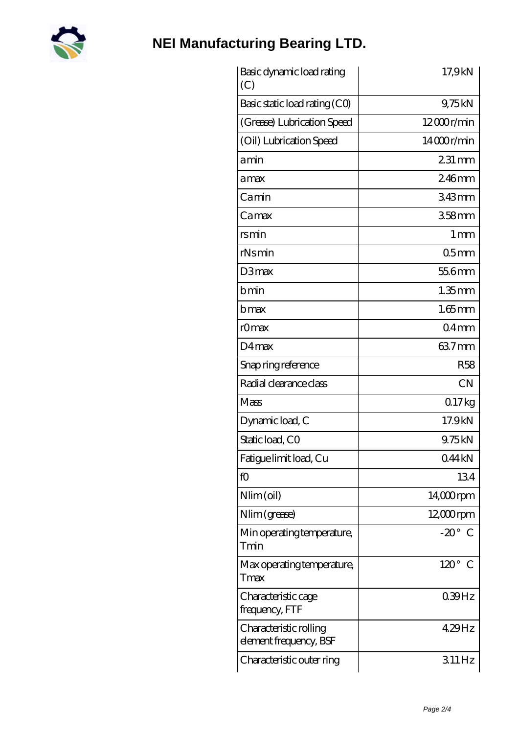| Basic dynamic load rating (C) | 17,9 kN |
| --- | --- |
| Basic static load rating (C0) | 9,75 kN |
| (Grease) Lubrication Speed | 12 000 r/min |
| (Oil) Lubrication Speed | 14 000 r/min |
| a min | 2.31 mm |
| a max | 2.46 mm |
| Ca min | 3.43 mm |
| Ca max | 3.58 mm |
| rs min | 1 mm |
| rNs min | 0.5 mm |
| D3 max | 55.6 mm |
| b min | 1.35 mm |
| b max | 1.65 mm |
| r0 max | 0.4 mm |
| D4 max | 63.7 mm |
| Snap ring reference | R58 |
| Radial clearance class | CN |
| Mass | 0.17 kg |
| Dynamic load, C | 17.9 kN |
| Static load, C0 | 9.75 kN |
| Fatigue limit load, Cu | 0.44 kN |
| f0 | 13.4 |
| Nlim (oil) | 14,000 rpm |
| Nlim (grease) | 12,000 rpm |
| Min operating temperature, Tmin | -20 ° C |
| Max operating temperature, Tmax | 120 ° C |
| Characteristic cage frequency, FTF | 0.39 Hz |
| Characteristic rolling element frequency, BSF | 4.29 Hz |
| Characteristic outer ring | 3.11 Hz |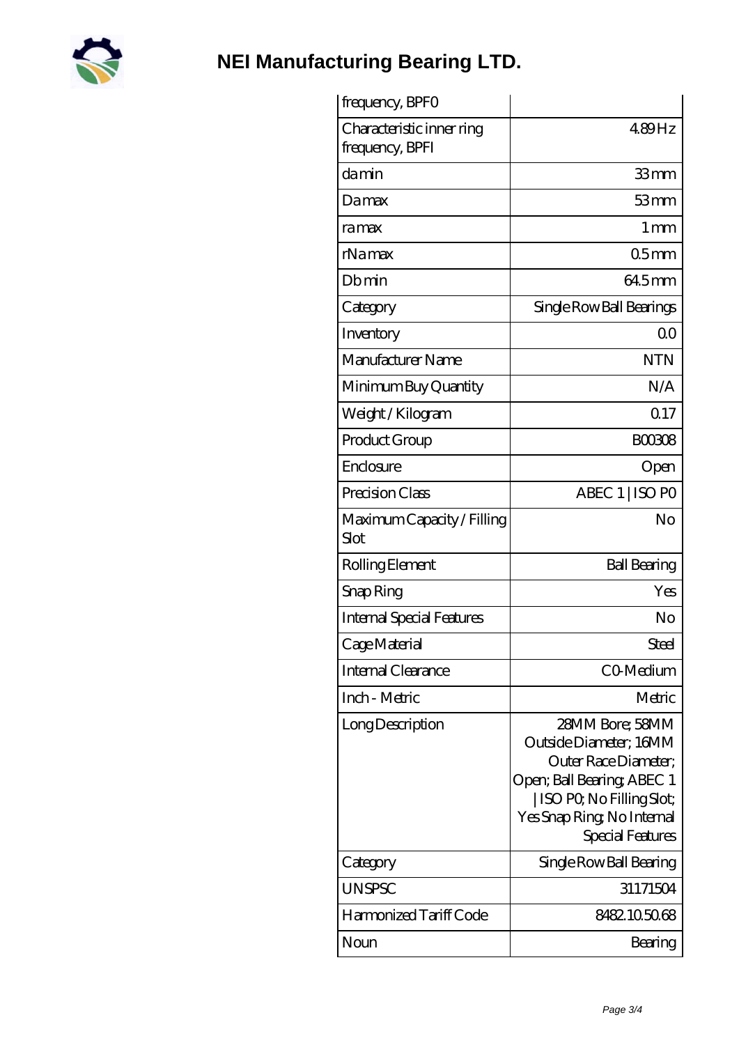| | |
|---|---|
| frequency, BPFO | |
| Characteristic inner ring frequency, BPFI | 4.89 Hz |
| da min | 33 mm |
| Da max | 53 mm |
| ra max | 1 mm |
| rNa max | 0.5 mm |
| Db min | 64.5 mm |
| Category | Single Row Ball Bearings |
| Inventory | 0.0 |
| Manufacturer Name | NTN |
| Minimum Buy Quantity | N/A |
| Weight / Kilogram | 0.17 |
| Product Group | B00308 |
| Enclosure | Open |
| Precision Class | ABEC 1 \| ISO P0 |
| Maximum Capacity / Filling Slot | No |
| Rolling Element | Ball Bearing |
| Snap Ring | Yes |
| Internal Special Features | No |
| Cage Material | Steel |
| Internal Clearance | C0-Medium |
| Inch - Metric | Metric |
| Long Description | 28MM Bore; 58MM Outside Diameter; 16MM Outer Race Diameter; Open; Ball Bearing; ABEC 1 \| ISO P0; No Filling Slot; Yes Snap Ring; No Internal Special Features |
| Category | Single Row Ball Bearing |
| UNSPSC | 31171504 |
| Harmonized Tariff Code | 8482.10.50.68 |
| Noun | Bearing |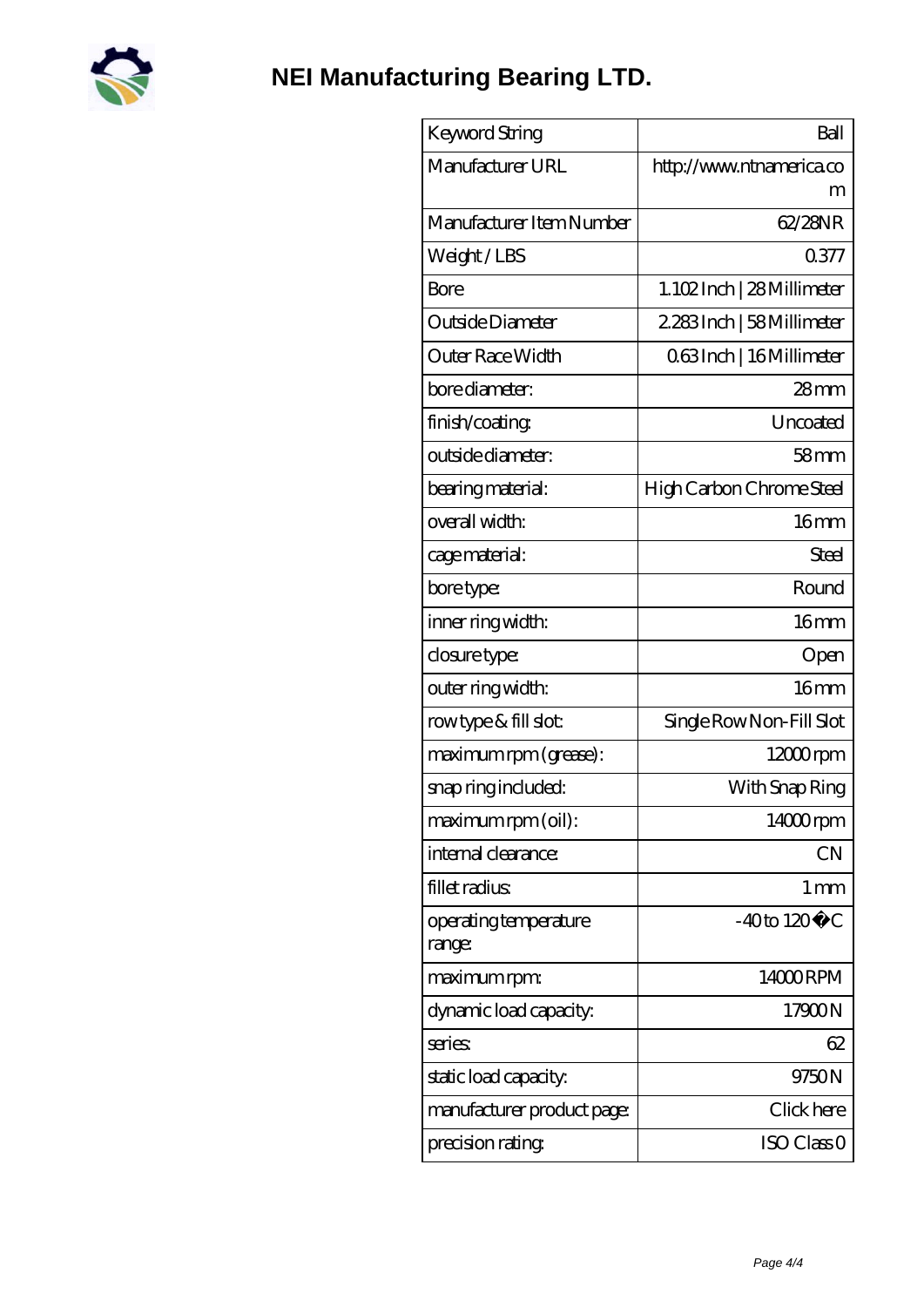# NEI Manufacturing Bearing LTD.

| | |
|---|---|
| Keyword String | Ball |
| Manufacturer URL | http://www.ntnamerica.com |
| Manufacturer Item Number | 62/28NR |
| Weight / LBS | 0.377 |
| Bore | 1.102 Inch \| 28 Millimeter |
| Outside Diameter | 2.283 Inch \| 58 Millimeter |
| Outer Race Width | 0.63 Inch \| 16 Millimeter |
| bore diameter: | 28 mm |
| finish/coating: | Uncoated |
| outside diameter: | 58 mm |
| bearing material: | High Carbon Chrome Steel |
| overall width: | 16 mm |
| cage material: | Steel |
| bore type: | Round |
| inner ring width: | 16 mm |
| closure type: | Open |
| outer ring width: | 16 mm |
| row type & fill slot: | Single Row Non-Fill Slot |
| maximum rpm (grease): | 12000 rpm |
| snap ring included: | With Snap Ring |
| maximum rpm (oil): | 14000 rpm |
| internal clearance: | CN |
| fillet radius: | 1 mm |
| operating temperature range: | -40 to 120 �C |
| maximum rpm: | 14000 RPM |
| dynamic load capacity: | 17900 N |
| series: | 62 |
| static load capacity: | 9750 N |
| manufacturer product page: | Click here |
| precision rating: | ISO Class 0 |